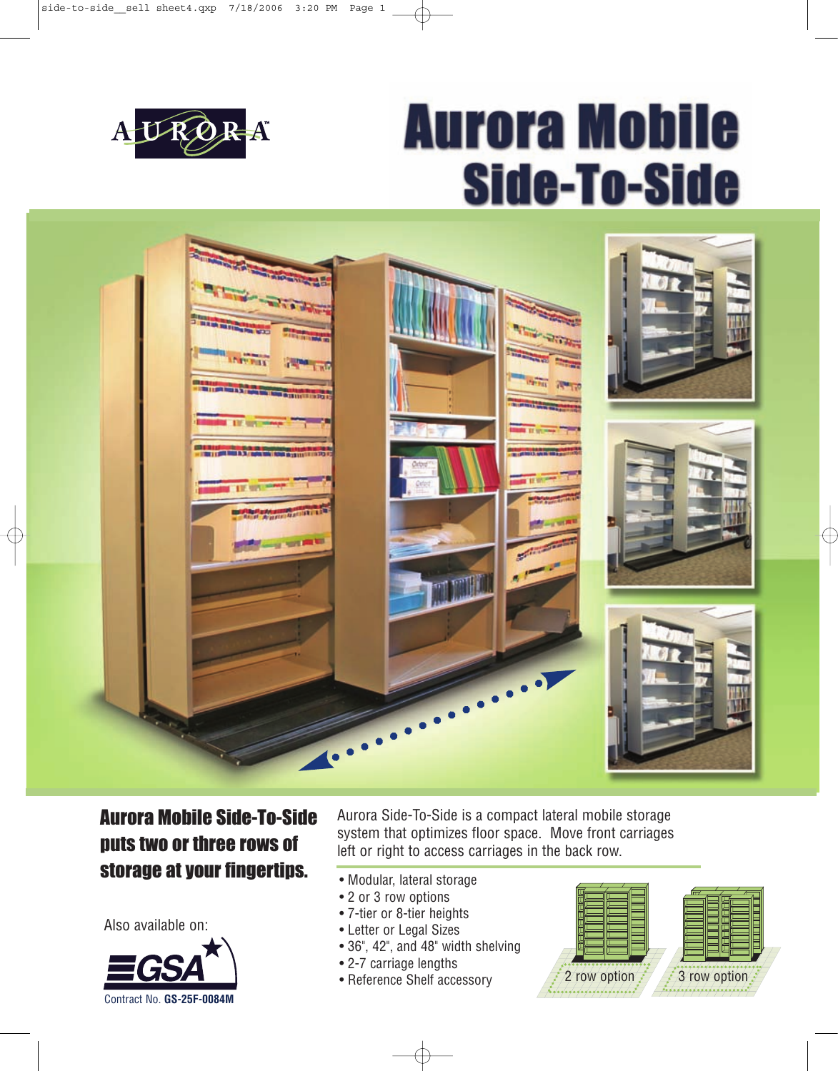AURORA™

# Aurora Mobile Side-To-Side

## Aurora Mobile Side-To-Side puts two or three rows of storage at your fingertips.

Aurora Side-To-Side is a compact lateral mobile storage system that optimizes floor space. Move front carriages left or right to access carriages in the back row.

- Modular, lateral storage
- 2 or 3 row options
- 7-tier or 8-tier heights
- Letter or Legal Sizes
- 36", 42", and 48" width shelving
- 2-7 carriage lengths
- Reference Shelf accessory

2 row option

3 row option

Also available on:

GSA

Contract No. **GS-25F-0084M**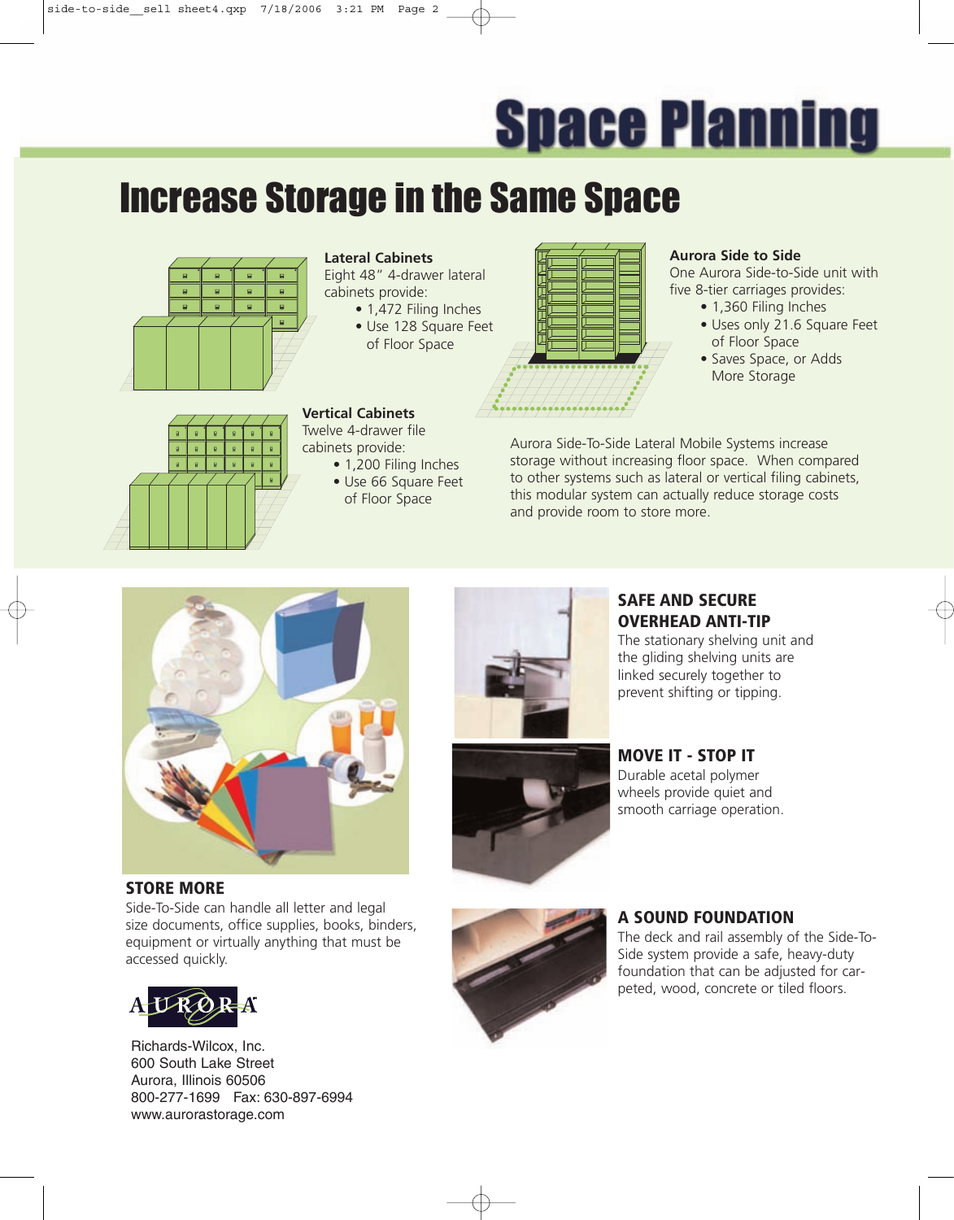# Space Planning

## Increase Storage in the Same Space

**Lateral Cabinets**
Eight 48" 4-drawer lateral cabinets provide:
- 1,472 Filing Inches
- Use 128 Square Feet of Floor Space

**Aurora Side to Side**
One Aurora Side-to-Side unit with five 8-tier carriages provides:
- 1,360 Filing Inches
- Uses only 21.6 Square Feet of Floor Space
- Saves Space, or Adds More Storage

**Vertical Cabinets**
Twelve 4-drawer file cabinets provide:
- 1,200 Filing Inches
- Use 66 Square Feet of Floor Space

Aurora Side-To-Side Lateral Mobile Systems increase storage without increasing floor space. When compared to other systems such as lateral or vertical filing cabinets, this modular system can actually reduce storage costs and provide room to store more.

### STORE MORE

Side-To-Side can handle all letter and legal size documents, office supplies, books, binders, equipment or virtually anything that must be accessed quickly.

### SAFE AND SECURE OVERHEAD ANTI-TIP

The stationary shelving unit and the gliding shelving units are linked securely together to prevent shifting or tipping.

### MOVE IT - STOP IT

Durable acetal polymer wheels provide quiet and smooth carriage operation.

### A SOUND FOUNDATION

The deck and rail assembly of the Side-To-Side system provide a safe, heavy-duty foundation that can be adjusted for carpeted, wood, concrete or tiled floors.

AURORA

Richards-Wilcox, Inc.
600 South Lake Street
Aurora, Illinois 60506
800-277-1699 Fax: 630-897-6994
www.aurorastorage.com